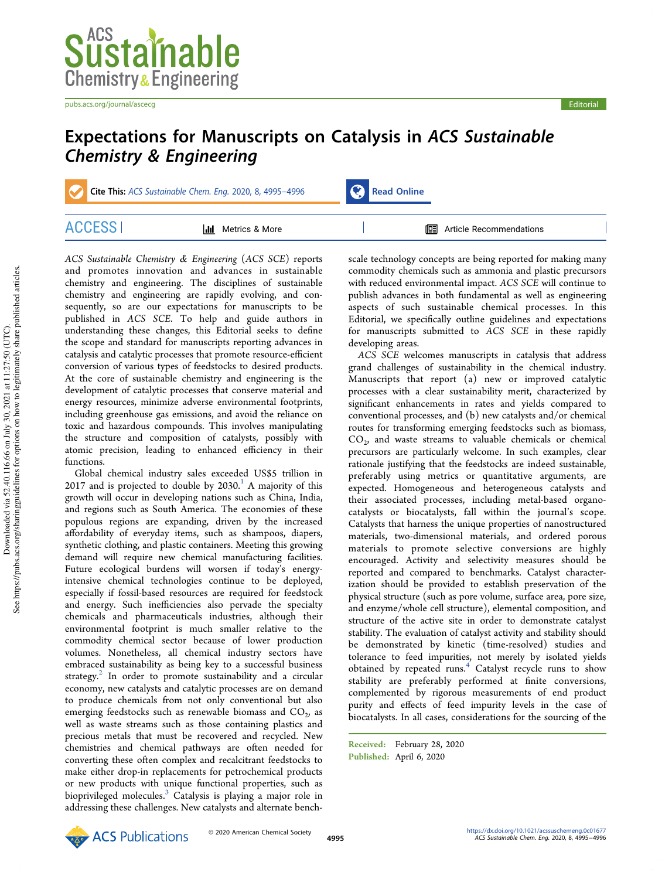# Expectations for Manuscripts on Catalysis in *ACS Sustainable Chemistry & Engineering*

*ACS Sustainable Chemistry & Engineering* (*ACS SCE*) reports and promotes innovation and advances in sustainable chemistry and engineering. The disciplines of sustainable chemistry and engineering are rapidly evolving, and consequently, so are our expectations for manuscripts to be published in *ACS SCE*. To help and guide authors in understanding these changes, this Editorial seeks to define the scope and standard for manuscripts reporting advances in catalysis and catalytic processes that promote resource-efficient conversion of various types of feedstocks to desired products. At the core of sustainable chemistry and engineering is the development of catalytic processes that conserve material and energy resources, minimize adverse environmental footprints, including greenhouse gas emissions, and avoid the reliance on toxic and hazardous compounds. This involves manipulating the structure and composition of catalysts, possibly with atomic precision, leading to enhanced efficiency in their functions.

Global chemical industry sales exceeded US$5 trillion in 2017 and is projected to double by 2030.[1] A majority of this growth will occur in developing nations such as China, India, and regions such as South America. The economies of these populous regions are expanding, driven by the increased affordability of everyday items, such as shampoos, diapers, synthetic clothing, and plastic containers. Meeting this growing demand will require new chemical manufacturing facilities. Future ecological burdens will worsen if today's energy-intensive chemical technologies continue to be deployed, especially if fossil-based resources are required for feedstock and energy. Such inefficiencies also pervade the specialty chemicals and pharmaceuticals industries, although their environmental footprint is much smaller relative to the commodity chemical sector because of lower production volumes. Nonetheless, all chemical industry sectors have embraced sustainability as being key to a successful business strategy.[2] In order to promote sustainability and a circular economy, new catalysts and catalytic processes are on demand to produce chemicals from not only conventional but also emerging feedstocks such as renewable biomass and $CO_2$, as well as waste streams such as those containing plastics and precious metals that must be recovered and recycled. New chemistries and chemical pathways are often needed for converting these often complex and recalcitrant feedstocks to make either drop-in replacements for petrochemical products or new products with unique functional properties, such as bioprivileged molecules.[3] Catalysis is playing a major role in addressing these challenges. New catalysts and alternate bench-scale technology concepts are being reported for making many commodity chemicals such as ammonia and plastic precursors with reduced environmental impact. *ACS SCE* will continue to publish advances in both fundamental as well as engineering aspects of such sustainable chemical processes. In this Editorial, we specifically outline guidelines and expectations for manuscripts submitted to *ACS SCE* in these rapidly developing areas.

*ACS SCE* welcomes manuscripts in catalysis that address grand challenges of sustainability in the chemical industry. Manuscripts that report (a) new or improved catalytic processes with a clear sustainability merit, characterized by significant enhancements in rates and yields compared to conventional processes, and (b) new catalysts and/or chemical routes for transforming emerging feedstocks such as biomass, $CO_2$, and waste streams to valuable chemicals or chemical precursors are particularly welcome. In such examples, clear rationale justifying that the feedstocks are indeed sustainable, preferably using metrics or quantitative arguments, are expected. Homogeneous and heterogeneous catalysts and their associated processes, including metal-based organocatalysts or biocatalysts, fall within the journal's scope. Catalysts that harness the unique properties of nanostructured materials, two-dimensional materials, and ordered porous materials to promote selective conversions are highly encouraged. Activity and selectivity measures should be reported and compared to benchmarks. Catalyst characterization should be provided to establish preservation of the physical structure (such as pore volume, surface area, pore size, and enzyme/whole cell structure), elemental composition, and structure of the active site in order to demonstrate catalyst stability. The evaluation of catalyst activity and stability should be demonstrated by kinetic (time-resolved) studies and tolerance to feed impurities, not merely by isolated yields obtained by repeated runs.[4] Catalyst recycle runs to show stability are preferably performed at finite conversions, complemented by rigorous measurements of end product purity and effects of feed impurity levels in the case of biocatalysts. In all cases, considerations for the sourcing of the

Received: February 28, 2020
Published: April 6, 2020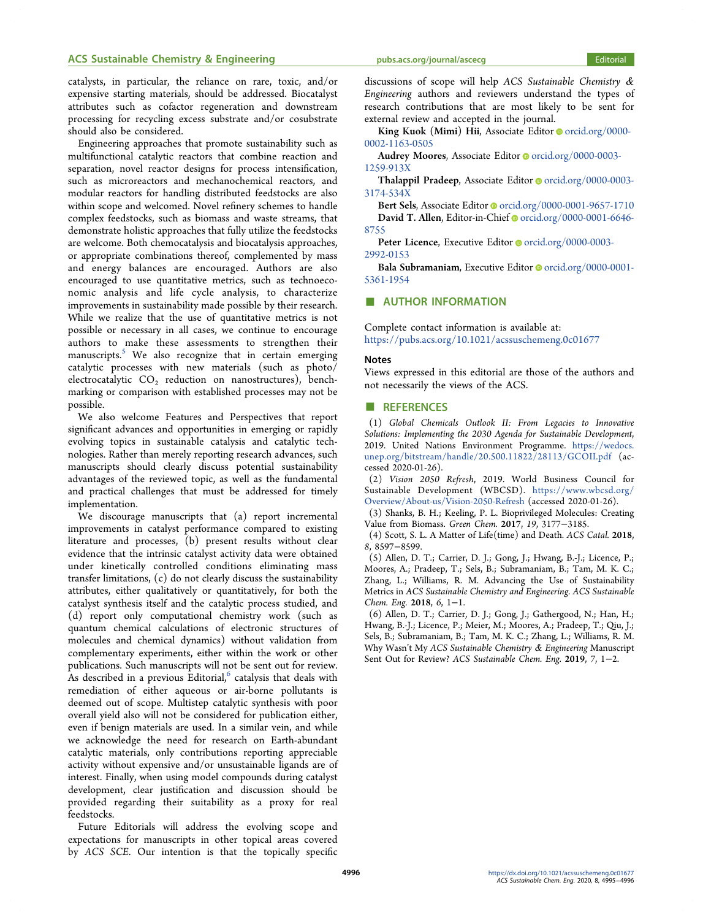catalysts, in particular, the reliance on rare, toxic, and/or expensive starting materials, should be addressed. Biocatalyst attributes such as cofactor regeneration and downstream processing for recycling excess substrate and/or cosubstrate should also be considered.

Engineering approaches that promote sustainability such as multifunctional catalytic reactors that combine reaction and separation, novel reactor designs for process intensification, such as microreactors and mechanochemical reactors, and modular reactors for handling distributed feedstocks are also within scope and welcomed. Novel refinery schemes to handle complex feedstocks, such as biomass and waste streams, that demonstrate holistic approaches that fully utilize the feedstocks are welcome. Both chemocatalysis and biocatalysis approaches, or appropriate combinations thereof, complemented by mass and energy balances are encouraged. Authors are also encouraged to use quantitative metrics, such as technoeconomic analysis and life cycle analysis, to characterize improvements in sustainability made possible by their research. While we realize that the use of quantitative metrics is not possible or necessary in all cases, we continue to encourage authors to make these assessments to strengthen their manuscripts.[5] We also recognize that in certain emerging catalytic processes with new materials (such as photo/electrocatalytic $CO_2$ reduction on nanostructures), benchmarking or comparison with established processes may not be possible.

We also welcome Features and Perspectives that report significant advances and opportunities in emerging or rapidly evolving topics in sustainable catalysis and catalytic technologies. Rather than merely reporting research advances, such manuscripts should clearly discuss potential sustainability advantages of the reviewed topic, as well as the fundamental and practical challenges that must be addressed for timely implementation.

We discourage manuscripts that (a) report incremental improvements in catalyst performance compared to existing literature and processes, (b) present results without clear evidence that the intrinsic catalyst activity data were obtained under kinetically controlled conditions eliminating mass transfer limitations, (c) do not clearly discuss the sustainability attributes, either qualitatively or quantitatively, for both the catalyst synthesis itself and the catalytic process studied, and (d) report only computational chemistry work (such as quantum chemical calculations of electronic structures of molecules and chemical dynamics) without validation from complementary experiments, either within the work or other publications. Such manuscripts will not be sent out for review. As described in a previous Editorial,[6] catalysis that deals with remediation of either aqueous or air-borne pollutants is deemed out of scope. Multistep catalytic synthesis with poor overall yield also will not be considered for publication either, even if benign materials are used. In a similar vein, and while we acknowledge the need for research on Earth-abundant catalytic materials, only contributions reporting appreciable activity without expensive and/or unsustainable ligands are of interest. Finally, when using model compounds during catalyst development, clear justification and discussion should be provided regarding their suitability as a proxy for real feedstocks.

Future Editorials will address the evolving scope and expectations for manuscripts in other topical areas covered by *ACS SCE*. Our intention is that the topically specific discussions of scope will help *ACS Sustainable Chemistry & Engineering* authors and reviewers understand the types of research contributions that are most likely to be sent for external review and accepted in the journal.

**King Kuok (Mimi) Hii**, Associate Editor orcid.org/0000-0002-1163-0505

**Audrey Moores**, Associate Editor orcid.org/0000-0003-1259-913X

**Thalappil Pradeep**, Associate Editor orcid.org/0000-0003-3174-534X

**Bert Sels**, Associate Editor orcid.org/0000-0001-9657-1710

**David T. Allen**, Editor-in-Chief orcid.org/0000-0001-6646-8755

**Peter Licence**, Executive Editor orcid.org/0000-0003-2992-0153

**Bala Subramaniam**, Executive Editor orcid.org/0000-0001-5361-1954

## AUTHOR INFORMATION

Complete contact information is available at: https://pubs.acs.org/10.1021/acssuschemeng.0c01677

### Notes

Views expressed in this editorial are those of the authors and not necessarily the views of the ACS.

## REFERENCES

(1) *Global Chemicals Outlook II: From Legacies to Innovative Solutions: Implementing the 2030 Agenda for Sustainable Development*, 2019. United Nations Environment Programme. https://wedocs.unep.org/bitstream/handle/20.500.11822/28113/GCOII.pdf (accessed 2020-01-26).

(2) *Vision 2050 Refresh*, 2019. World Business Council for Sustainable Development (WBCSD). https://www.wbcsd.org/Overview/About-us/Vision-2050-Refresh (accessed 2020-01-26).

(3) Shanks, B. H.; Keeling, P. L. Bioprivileged Molecules: Creating Value from Biomass. *Green Chem.* **2017**, *19*, 3177−3185.

(4) Scott, S. L. A Matter of Life(time) and Death. *ACS Catal.* **2018**, *8*, 8597−8599.

(5) Allen, D. T.; Carrier, D. J.; Gong, J.; Hwang, B.-J.; Licence, P.; Moores, A.; Pradeep, T.; Sels, B.; Subramaniam, B.; Tam, M. K. C.; Zhang, L.; Williams, R. M. Advancing the Use of Sustainability Metrics in *ACS Sustainable Chemistry and Engineering*. *ACS Sustainable Chem. Eng.* **2018**, *6*, 1−1.

(6) Allen, D. T.; Carrier, D. J.; Gong, J.; Gathergood, N.; Han, H.; Hwang, B.-J.; Licence, P.; Meier, M.; Moores, A.; Pradeep, T.; Qiu, J.; Sels, B.; Subramaniam, B.; Tam, M. K. C.; Zhang, L.; Williams, R. M. Why Wasn't My *ACS Sustainable Chemistry & Engineering* Manuscript Sent Out for Review? *ACS Sustainable Chem. Eng.* **2019**, *7*, 1−2.